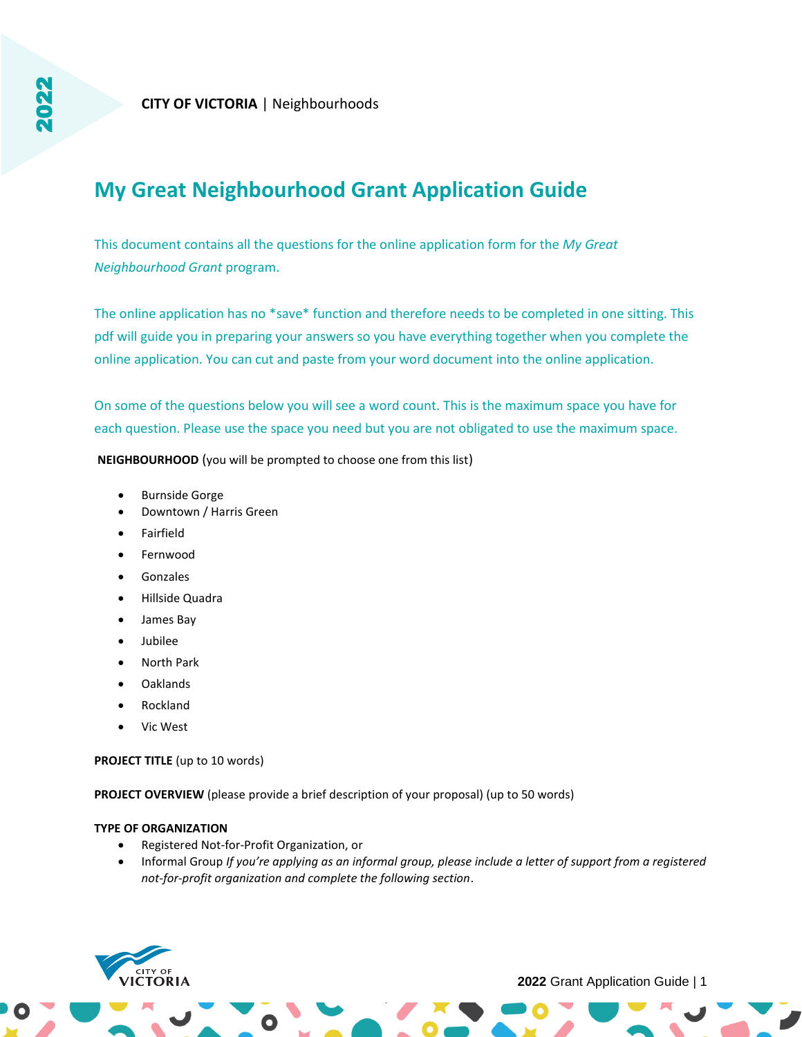2022

**CITY OF VICTORIA** | Neighbourhoods

# My Great Neighbourhood Grant Application Guide

This document contains all the questions for the online application form for the *My Great Neighbourhood Grant* program.

The online application has no *save* function and therefore needs to be completed in one sitting. This pdf will guide you in preparing your answers so you have everything together when you complete the online application. You can cut and paste from your word document into the online application.

On some of the questions below you will see a word count. This is the maximum space you have for each question. Please use the space you need but you are not obligated to use the maximum space.

**NEIGHBOURHOOD** (you will be prompted to choose one from this list)

- Burnside Gorge
- Downtown / Harris Green
- Fairfield
- Fernwood
- Gonzales
- Hillside Quadra
- James Bay
- Jubilee
- North Park
- Oaklands
- Rockland
- Vic West

**PROJECT TITLE** (up to 10 words)

**PROJECT OVERVIEW** (please provide a brief description of your proposal) (up to 50 words)

**TYPE OF ORGANIZATION**

- Registered Not-for-Profit Organization, or
- Informal Group *If you're applying as an informal group, please include a letter of support from a registered not-for-profit organization and complete the following section*.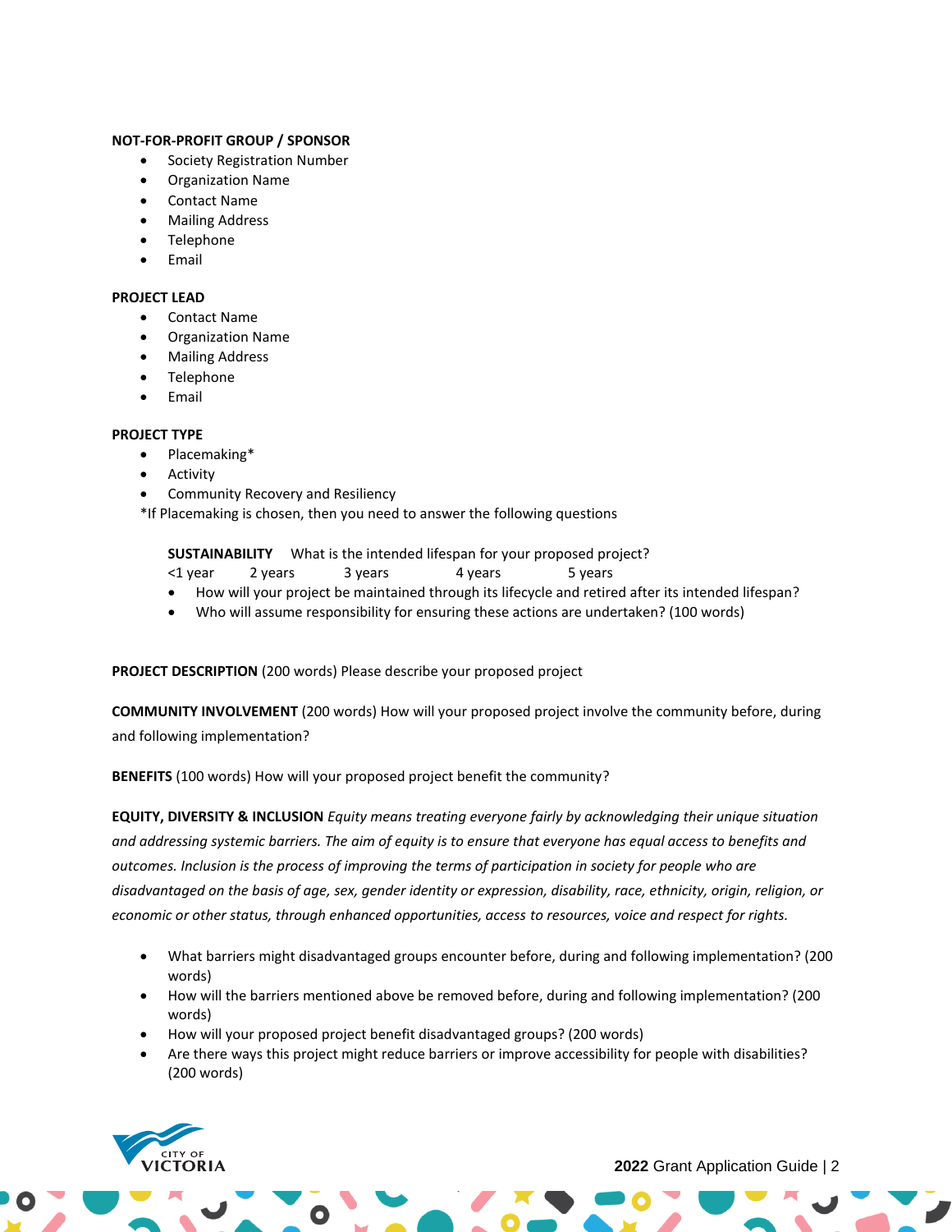**NOT-FOR-PROFIT GROUP / SPONSOR**

- Society Registration Number
- Organization Name
- Contact Name
- Mailing Address
- Telephone
- Email

**PROJECT LEAD**

- Contact Name
- Organization Name
- Mailing Address
- Telephone
- Email

**PROJECT TYPE**

- Placemaking*
- Activity
- Community Recovery and Resiliency

*If Placemaking is chosen, then you need to answer the following questions

**SUSTAINABILITY** What is the intended lifespan for your proposed project?

<1 year 2 years 3 years 4 years 5 years

- How will your project be maintained through its lifecycle and retired after its intended lifespan?
- Who will assume responsibility for ensuring these actions are undertaken? (100 words)

**PROJECT DESCRIPTION** (200 words) Please describe your proposed project

**COMMUNITY INVOLVEMENT** (200 words) How will your proposed project involve the community before, during and following implementation?

**BENEFITS** (100 words) How will your proposed project benefit the community?

**EQUITY, DIVERSITY & INCLUSION** *Equity means treating everyone fairly by acknowledging their unique situation and addressing systemic barriers. The aim of equity is to ensure that everyone has equal access to benefits and outcomes. Inclusion is the process of improving the terms of participation in society for people who are disadvantaged on the basis of age, sex, gender identity or expression, disability, race, ethnicity, origin, religion, or economic or other status, through enhanced opportunities, access to resources, voice and respect for rights.*

- What barriers might disadvantaged groups encounter before, during and following implementation? (200 words)
- How will the barriers mentioned above be removed before, during and following implementation? (200 words)
- How will your proposed project benefit disadvantaged groups? (200 words)
- Are there ways this project might reduce barriers or improve accessibility for people with disabilities? (200 words)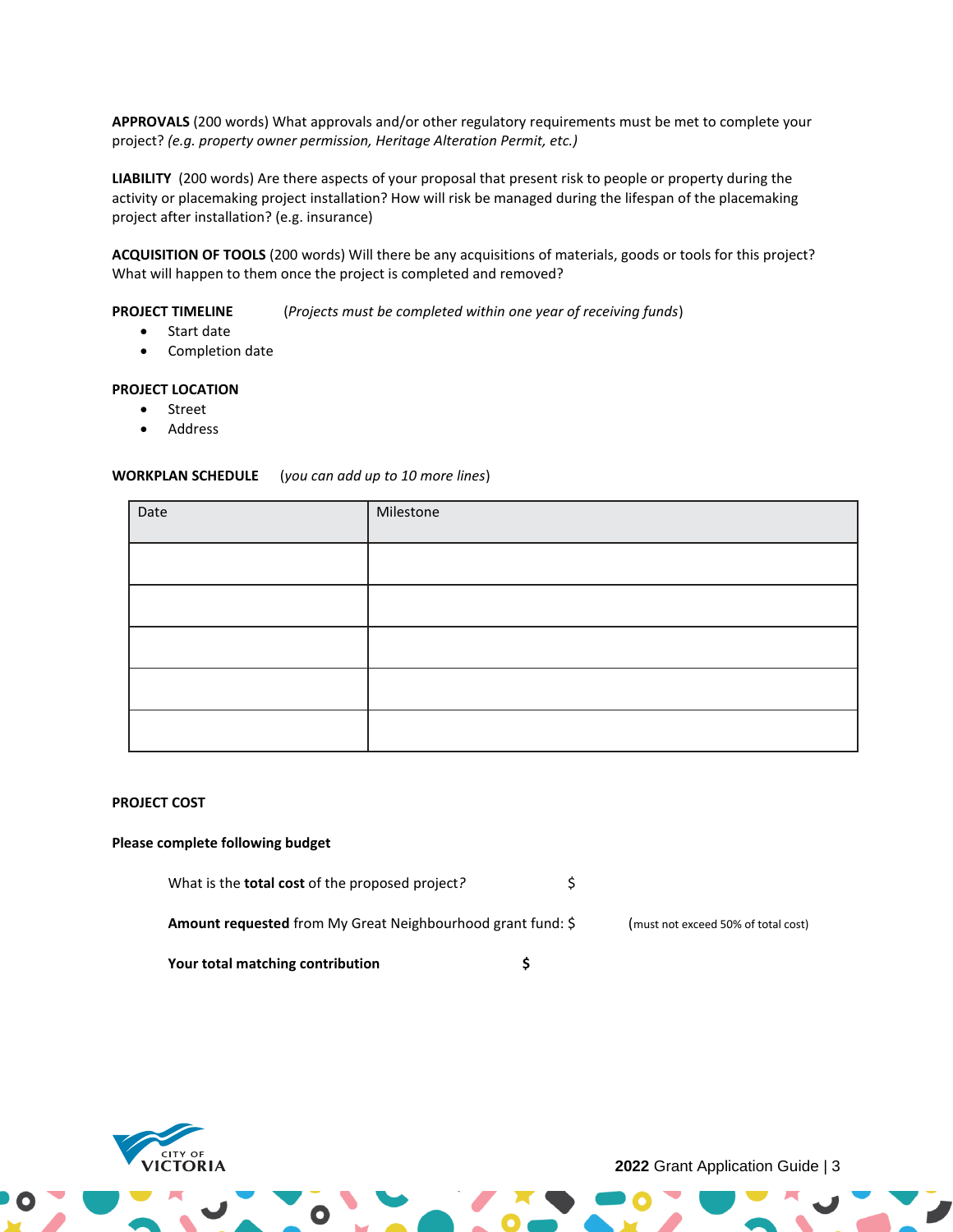**APPROVALS** (200 words) What approvals and/or other regulatory requirements must be met to complete your project? *(e.g. property owner permission, Heritage Alteration Permit, etc.)*

**LIABILITY** (200 words) Are there aspects of your proposal that present risk to people or property during the activity or placemaking project installation? How will risk be managed during the lifespan of the placemaking project after installation? (e.g. insurance)

**ACQUISITION OF TOOLS** (200 words) Will there be any acquisitions of materials, goods or tools for this project? What will happen to them once the project is completed and removed?

**PROJECT TIMELINE** (*Projects must be completed within one year of receiving funds*)

- Start date
- Completion date

**PROJECT LOCATION**

- Street
- Address

**WORKPLAN SCHEDULE** (*you can add up to 10 more lines*)

| Date | Milestone |
|---|---|
| | |
| | |
| | |
| | |
| | |

**PROJECT COST**

**Please complete following budget**

What is the **total cost** of the proposed project? $

**Amount requested** from My Great Neighbourhood grant fund: $ (must not exceed 50% of total cost)

**Your total matching contribution $**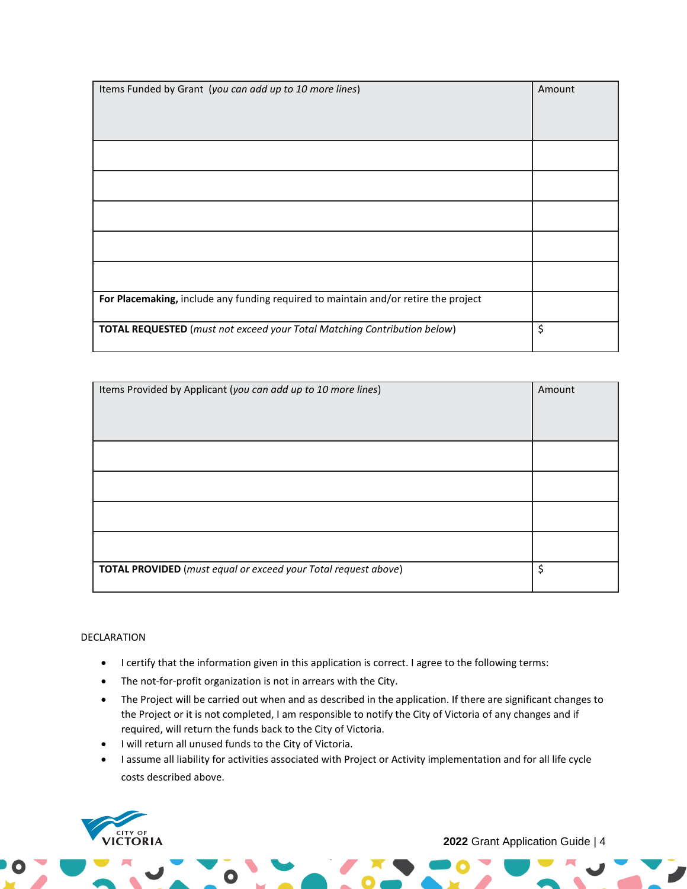| Items Funded by Grant (*you can add up to 10 more lines*) | Amount |
|---|---|
| | |
| | |
| | |
| | |
| | |
| **For Placemaking,** include any funding required to maintain and/or retire the project | |
| **TOTAL REQUESTED** (*must not exceed your Total Matching Contribution below*) | $ |

| Items Provided by Applicant (*you can add up to 10 more lines*) | Amount |
|---|---|
| | |
| | |
| | |
| | |
| **TOTAL PROVIDED** (*must equal or exceed your Total request above*) | $ |

DECLARATION

- I certify that the information given in this application is correct. I agree to the following terms:
- The not-for-profit organization is not in arrears with the City.
- The Project will be carried out when and as described in the application. If there are significant changes to the Project or it is not completed, I am responsible to notify the City of Victoria of any changes and if required, will return the funds back to the City of Victoria.
- I will return all unused funds to the City of Victoria.
- I assume all liability for activities associated with Project or Activity implementation and for all life cycle costs described above.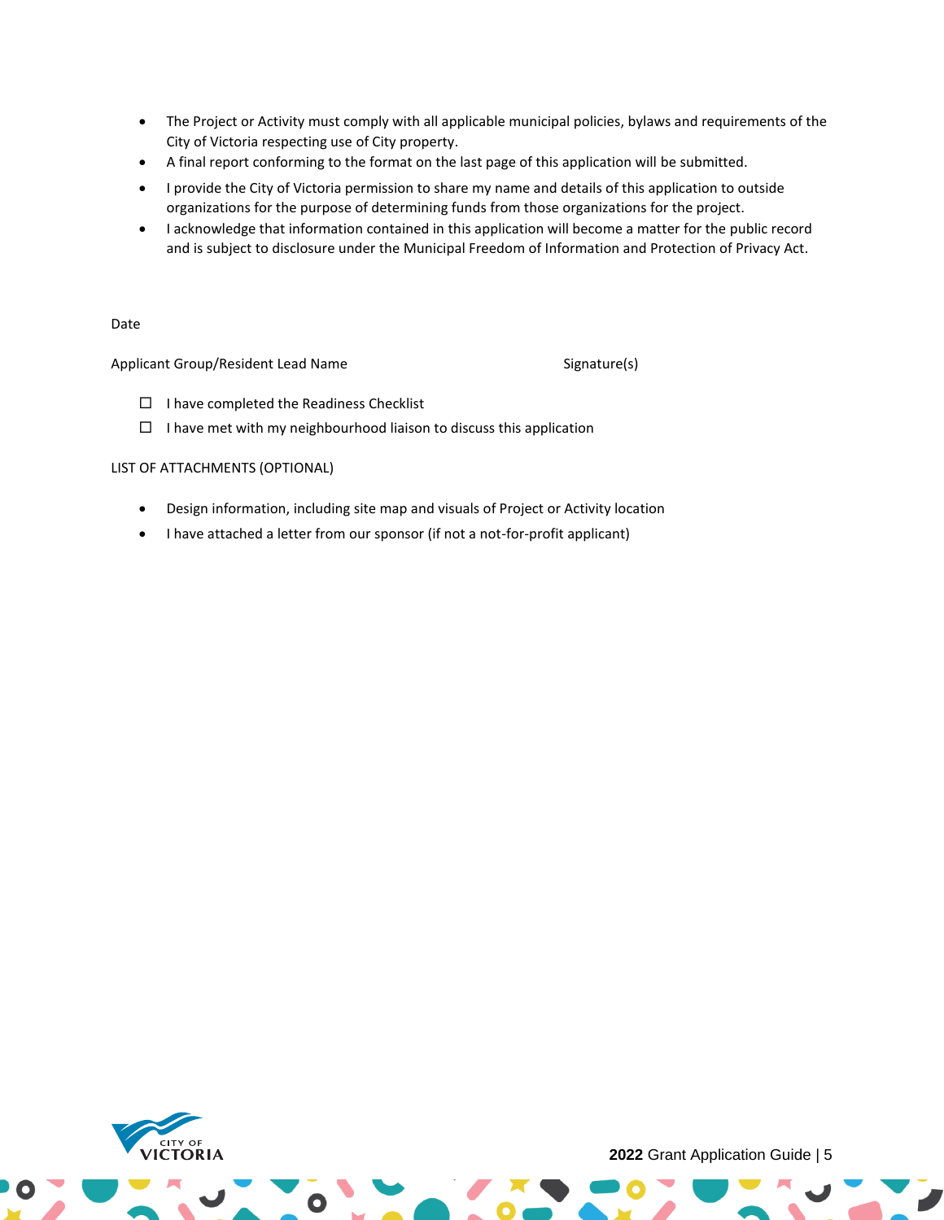- The Project or Activity must comply with all applicable municipal policies, bylaws and requirements of the City of Victoria respecting use of City property.
- A final report conforming to the format on the last page of this application will be submitted.
- I provide the City of Victoria permission to share my name and details of this application to outside organizations for the purpose of determining funds from those organizations for the project.
- I acknowledge that information contained in this application will become a matter for the public record and is subject to disclosure under the Municipal Freedom of Information and Protection of Privacy Act.

Date

Applicant Group/Resident Lead Name                Signature(s)

- ☐ I have completed the Readiness Checklist
- ☐ I have met with my neighbourhood liaison to discuss this application

LIST OF ATTACHMENTS (OPTIONAL)

- Design information, including site map and visuals of Project or Activity location
- I have attached a letter from our sponsor (if not a not-for-profit applicant)